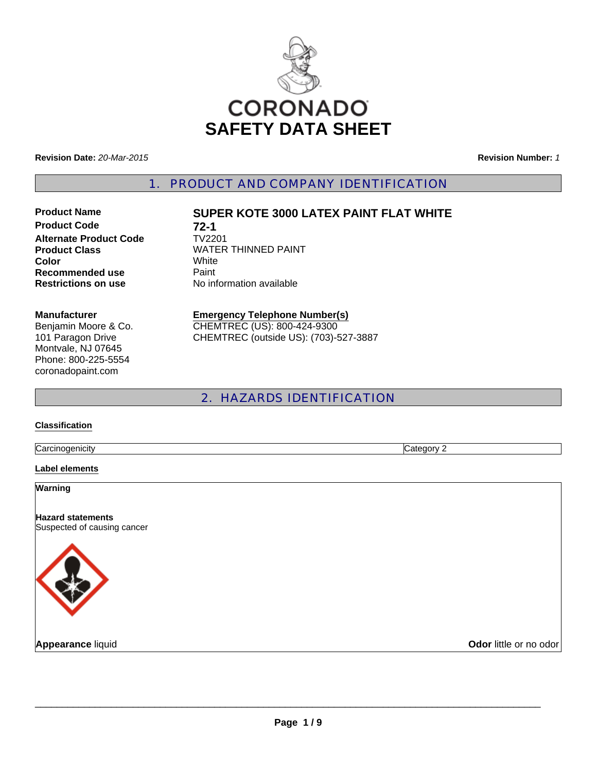# CORONADO

# SAFETY DATA SHEET

**Revision Date:** *20-Mar-2015* **Revision Number:** *1*

## 1. PRODUCT AND COMPANY IDENTIFICATION

| | |
|---|---|
| **Product Name** | **SUPER KOTE 3000 LATEX PAINT FLAT WHITE** |
| **Product Code** | **72-1** |
| **Alternate Product Code** | TV2201 |
| **Product Class** | WATER THINNED PAINT |
| **Color** | White |
| **Recommended use** | Paint |
| **Restrictions on use** | No information available |

**Manufacturer**
Benjamin Moore & Co.
101 Paragon Drive
Montvale, NJ 07645
Phone: 800-225-5554
coronadopaint.com

**Emergency Telephone Number(s)**
CHEMTREC (US): 800-424-9300
CHEMTREC (outside US): (703)-527-3887

## 2. HAZARDS IDENTIFICATION

**Classification**

| | |
|---|---|
| Carcinogenicity | Category 2 |

**Label elements**

**Warning**

**Hazard statements**
Suspected of causing cancer

**Appearance** liquid **Odor** little or no odor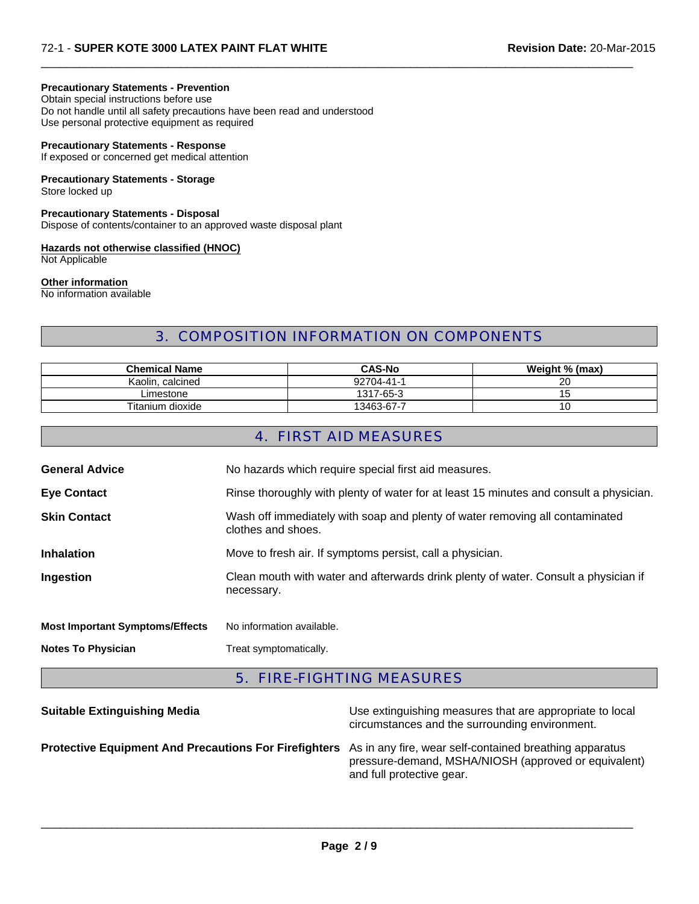**Precautionary Statements - Prevention**
Obtain special instructions before use
Do not handle until all safety precautions have been read and understood
Use personal protective equipment as required

**Precautionary Statements - Response**
If exposed or concerned get medical attention

**Precautionary Statements - Storage**
Store locked up

**Precautionary Statements - Disposal**
Dispose of contents/container to an approved waste disposal plant

**Hazards not otherwise classified (HNOC)**
Not Applicable

**Other information**
No information available

## 3. COMPOSITION INFORMATION ON COMPONENTS

| Chemical Name | CAS-No | Weight % (max) |
|---|---|---|
| Kaolin, calcined | 92704-41-1 | 20 |
| Limestone | 1317-65-3 | 15 |
| Titanium dioxide | 13463-67-7 | 10 |

## 4. FIRST AID MEASURES

**General Advice** No hazards which require special first aid measures.

**Eye Contact** Rinse thoroughly with plenty of water for at least 15 minutes and consult a physician.

**Skin Contact** Wash off immediately with soap and plenty of water removing all contaminated clothes and shoes.

**Inhalation** Move to fresh air. If symptoms persist, call a physician.

**Ingestion** Clean mouth with water and afterwards drink plenty of water. Consult a physician if necessary.

**Most Important Symptoms/Effects** No information available.

**Notes To Physician** Treat symptomatically.

## 5. FIRE-FIGHTING MEASURES

**Suitable Extinguishing Media** Use extinguishing measures that are appropriate to local circumstances and the surrounding environment.

**Protective Equipment And Precautions For Firefighters** As in any fire, wear self-contained breathing apparatus pressure-demand, MSHA/NIOSH (approved or equivalent) and full protective gear.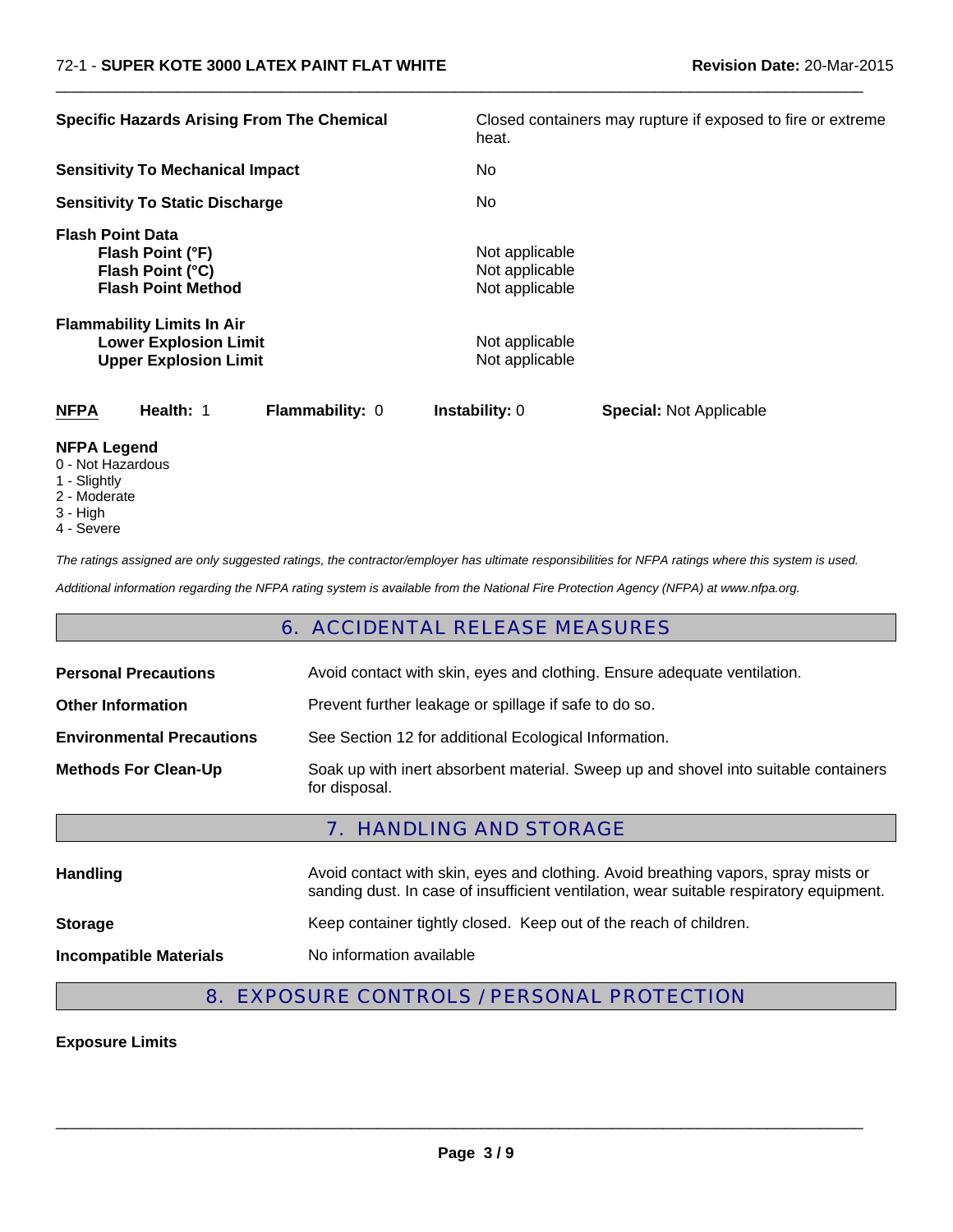**Specific Hazards Arising From The Chemical** — Closed containers may rupture if exposed to fire or extreme heat.

**Sensitivity To Mechanical Impact** — No

**Sensitivity To Static Discharge** — No

**Flash Point Data**

| | |
|---|---|
| **Flash Point (°F)** | Not applicable |
| **Flash Point (°C)** | Not applicable |
| **Flash Point Method** | Not applicable |

**Flammability Limits In Air**

| | |
|---|---|
| **Lower Explosion Limit** | Not applicable |
| **Upper Explosion Limit** | Not applicable |

| **NFPA** | **Health:** 1 | **Flammability:** 0 | **Instability:** 0 | **Special:** Not Applicable |
|---|---|---|---|---|

**NFPA Legend**
0 - Not Hazardous
1 - Slightly
2 - Moderate
3 - High
4 - Severe

*The ratings assigned are only suggested ratings, the contractor/employer has ultimate responsibilities for NFPA ratings where this system is used.*

*Additional information regarding the NFPA rating system is available from the National Fire Protection Agency (NFPA) at www.nfpa.org.*

## 6. ACCIDENTAL RELEASE MEASURES

| | |
|---|---|
| **Personal Precautions** | Avoid contact with skin, eyes and clothing. Ensure adequate ventilation. |
| **Other Information** | Prevent further leakage or spillage if safe to do so. |
| **Environmental Precautions** | See Section 12 for additional Ecological Information. |
| **Methods For Clean-Up** | Soak up with inert absorbent material. Sweep up and shovel into suitable containers for disposal. |

## 7. HANDLING AND STORAGE

| | |
|---|---|
| **Handling** | Avoid contact with skin, eyes and clothing. Avoid breathing vapors, spray mists or sanding dust. In case of insufficient ventilation, wear suitable respiratory equipment. |
| **Storage** | Keep container tightly closed. Keep out of the reach of children. |
| **Incompatible Materials** | No information available |

## 8. EXPOSURE CONTROLS / PERSONAL PROTECTION

**Exposure Limits**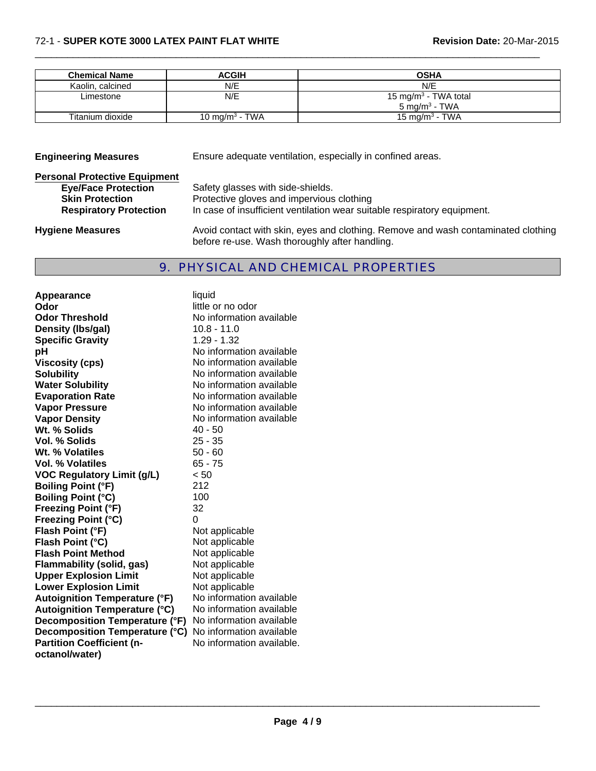| Chemical Name | ACGIH | OSHA |
|---|---|---|
| Kaolin, calcined | N/E | N/E |
| Limestone | N/E | 15 mg/m$^3$ - TWA total<br>5 mg/m$^3$ - TWA |
| Titanium dioxide | 10 mg/m$^3$ - TWA | 15 mg/m$^3$ - TWA |

**Engineering Measures** Ensure adequate ventilation, especially in confined areas.

**Personal Protective Equipment**

- **Eye/Face Protection** Safety glasses with side-shields.
- **Skin Protection** Protective gloves and impervious clothing
- **Respiratory Protection** In case of insufficient ventilation wear suitable respiratory equipment.

**Hygiene Measures** Avoid contact with skin, eyes and clothing. Remove and wash contaminated clothing before re-use. Wash thoroughly after handling.

## 9. PHYSICAL AND CHEMICAL PROPERTIES

| | |
|---|---|
| **Appearance** | liquid |
| **Odor** | little or no odor |
| **Odor Threshold** | No information available |
| **Density (lbs/gal)** | 10.8 - 11.0 |
| **Specific Gravity** | 1.29 - 1.32 |
| **pH** | No information available |
| **Viscosity (cps)** | No information available |
| **Solubility** | No information available |
| **Water Solubility** | No information available |
| **Evaporation Rate** | No information available |
| **Vapor Pressure** | No information available |
| **Vapor Density** | No information available |
| **Wt. % Solids** | 40 - 50 |
| **Vol. % Solids** | 25 - 35 |
| **Wt. % Volatiles** | 50 - 60 |
| **Vol. % Volatiles** | 65 - 75 |
| **VOC Regulatory Limit (g/L)** | < 50 |
| **Boiling Point (°F)** | 212 |
| **Boiling Point (°C)** | 100 |
| **Freezing Point (°F)** | 32 |
| **Freezing Point (°C)** | 0 |
| **Flash Point (°F)** | Not applicable |
| **Flash Point (°C)** | Not applicable |
| **Flash Point Method** | Not applicable |
| **Flammability (solid, gas)** | Not applicable |
| **Upper Explosion Limit** | Not applicable |
| **Lower Explosion Limit** | Not applicable |
| **Autoignition Temperature (°F)** | No information available |
| **Autoignition Temperature (°C)** | No information available |
| **Decomposition Temperature (°F)** | No information available |
| **Decomposition Temperature (°C)** | No information available |
| **Partition Coefficient (n-octanol/water)** | No information available. |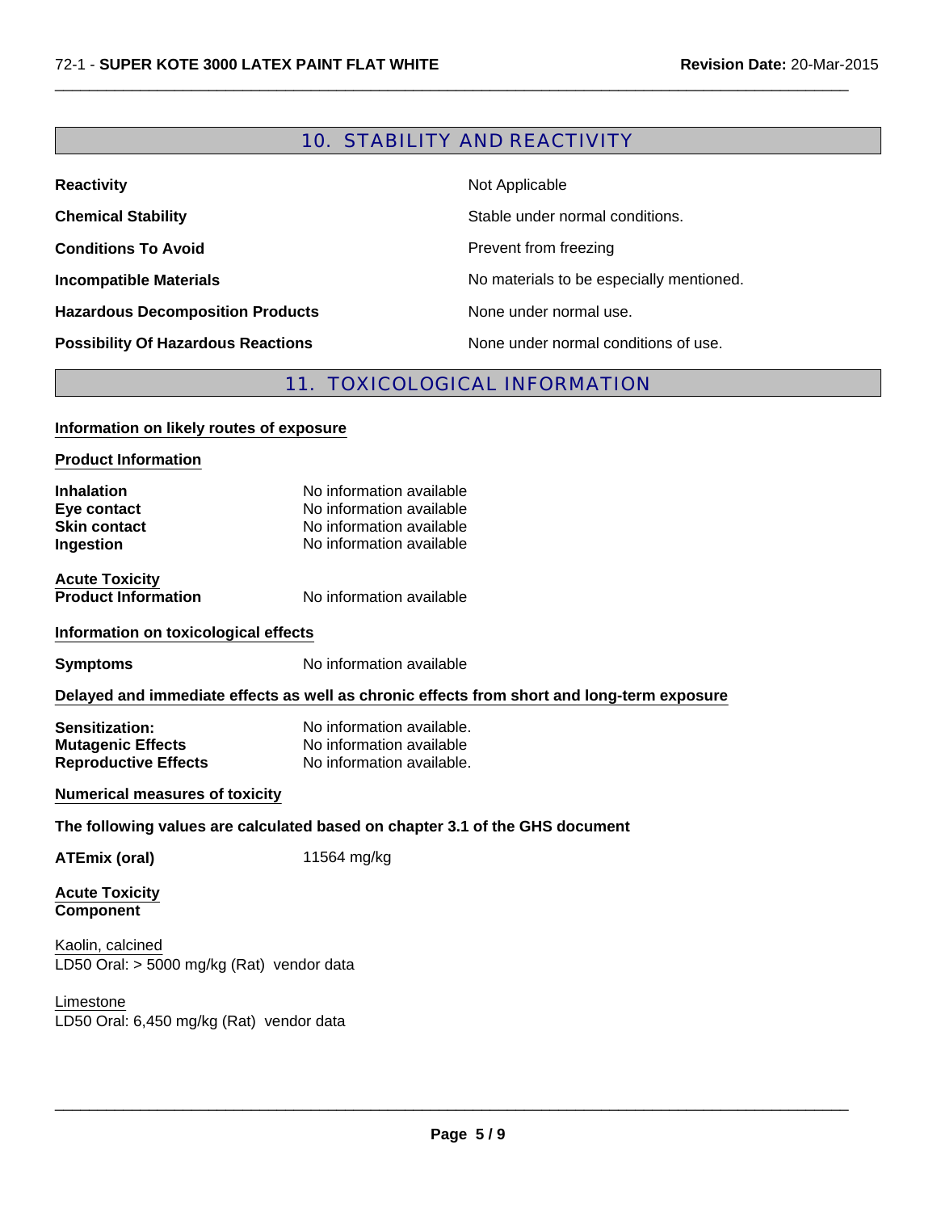## 10. STABILITY AND REACTIVITY

| | |
|---|---|
| **Reactivity** | Not Applicable |
| **Chemical Stability** | Stable under normal conditions. |
| **Conditions To Avoid** | Prevent from freezing |
| **Incompatible Materials** | No materials to be especially mentioned. |
| **Hazardous Decomposition Products** | None under normal use. |
| **Possibility Of Hazardous Reactions** | None under normal conditions of use. |

## 11. TOXICOLOGICAL INFORMATION

**Information on likely routes of exposure**

**Product Information**

| | |
|---|---|
| **Inhalation** | No information available |
| **Eye contact** | No information available |
| **Skin contact** | No information available |
| **Ingestion** | No information available |

**Acute Toxicity**
**Product Information** No information available

**Information on toxicological effects**

**Symptoms** No information available

**Delayed and immediate effects as well as chronic effects from short and long-term exposure**

| | |
|---|---|
| **Sensitization:** | No information available. |
| **Mutagenic Effects** | No information available |
| **Reproductive Effects** | No information available. |

**Numerical measures of toxicity**

**The following values are calculated based on chapter 3.1 of the GHS document**

**ATEmix (oral)** 11564 mg/kg

**Acute Toxicity**
**Component**

Kaolin, calcined
LD50 Oral: > 5000 mg/kg (Rat) vendor data

Limestone
LD50 Oral: 6,450 mg/kg (Rat) vendor data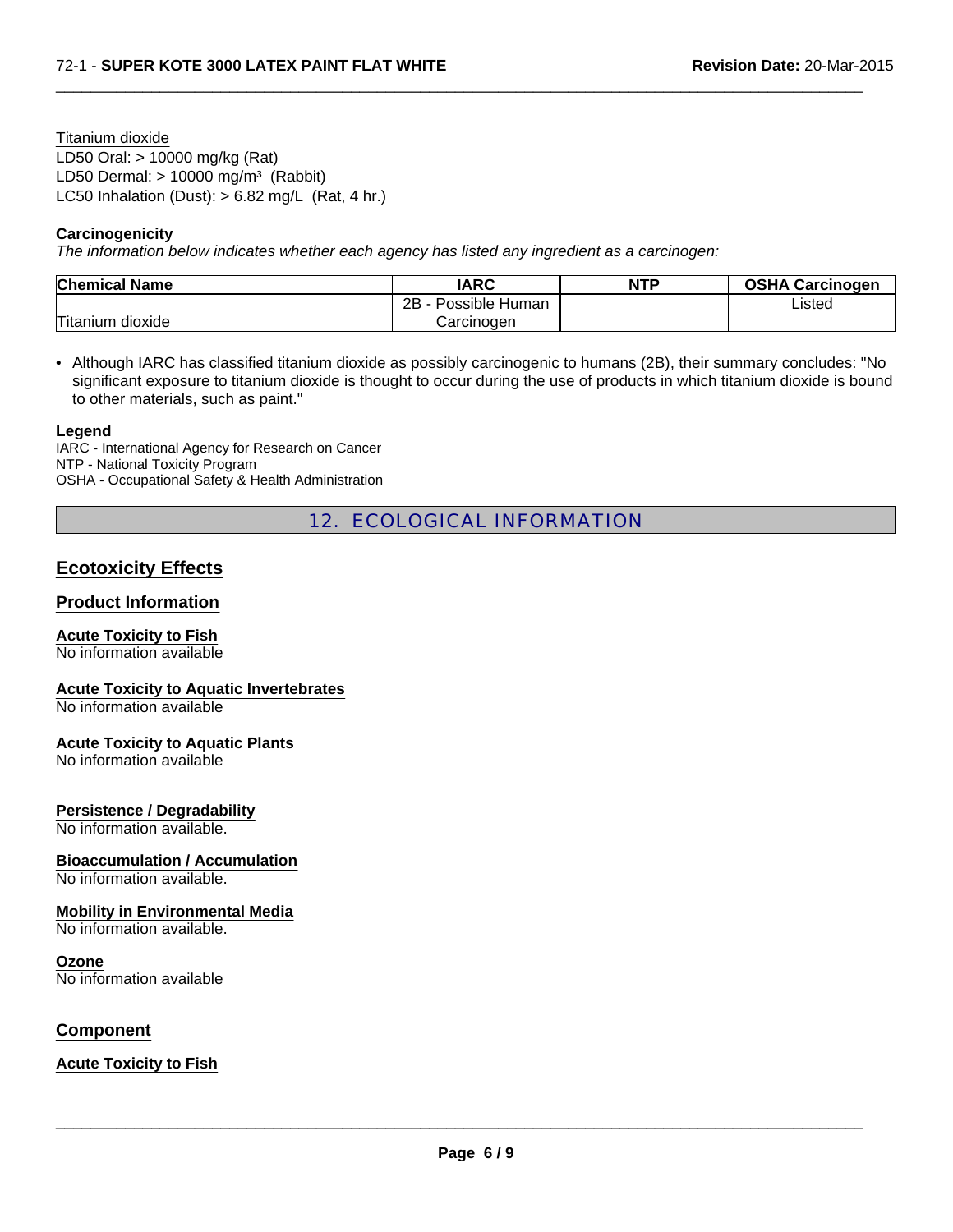Titanium dioxide
LD50 Oral: > 10000 mg/kg (Rat)
LD50 Dermal: > 10000 mg/m³ (Rabbit)
LC50 Inhalation (Dust): > 6.82 mg/L (Rat, 4 hr.)

**Carcinogenicity**

*The information below indicates whether each agency has listed any ingredient as a carcinogen:*

| Chemical Name | IARC | NTP | OSHA Carcinogen |
|---|---|---|---|
| Titanium dioxide | 2B - Possible Human Carcinogen | | Listed |

- Although IARC has classified titanium dioxide as possibly carcinogenic to humans (2B), their summary concludes: "No significant exposure to titanium dioxide is thought to occur during the use of products in which titanium dioxide is bound to other materials, such as paint."

**Legend**

IARC - International Agency for Research on Cancer
NTP - National Toxicity Program
OSHA - Occupational Safety & Health Administration

## 12. ECOLOGICAL INFORMATION

### Ecotoxicity Effects

### Product Information

**Acute Toxicity to Fish**
No information available

**Acute Toxicity to Aquatic Invertebrates**
No information available

**Acute Toxicity to Aquatic Plants**
No information available

**Persistence / Degradability**
No information available.

**Bioaccumulation / Accumulation**
No information available.

**Mobility in Environmental Media**
No information available.

**Ozone**
No information available

### Component

**Acute Toxicity to Fish**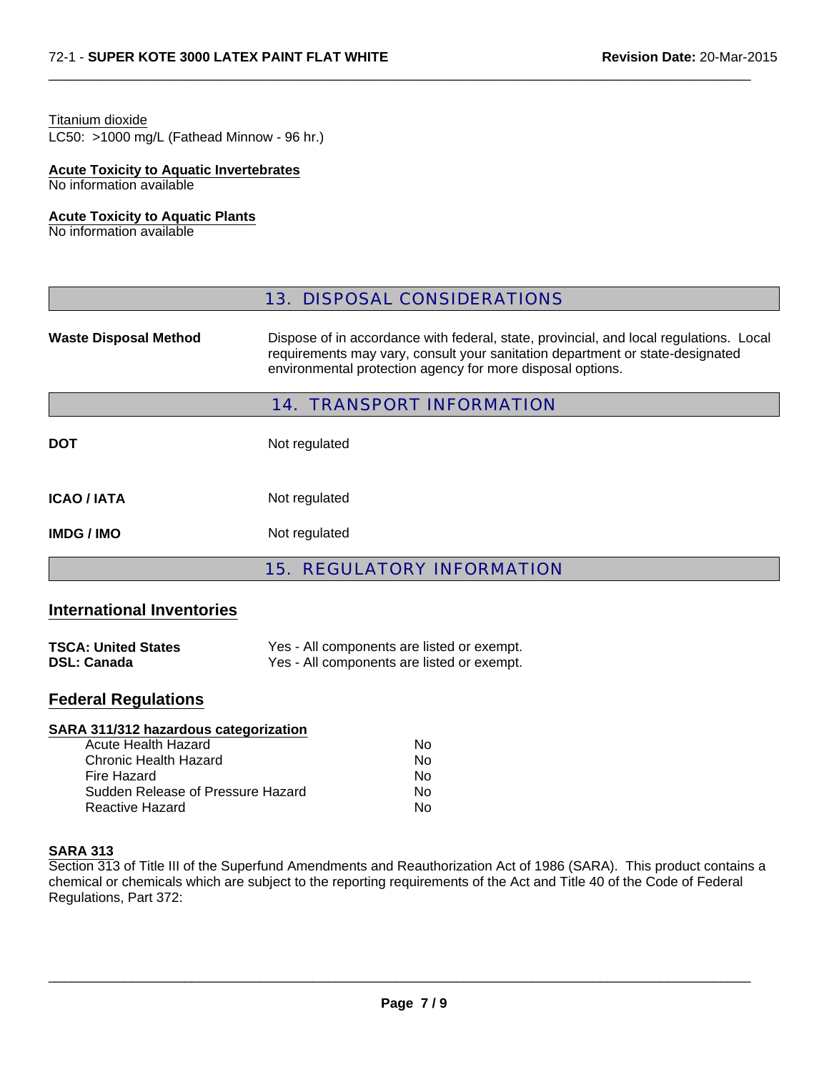Titanium dioxide
LC50: >1000 mg/L (Fathead Minnow - 96 hr.)

**Acute Toxicity to Aquatic Invertebrates**
No information available

**Acute Toxicity to Aquatic Plants**
No information available

## 13. DISPOSAL CONSIDERATIONS

| | |
|---|---|
| **Waste Disposal Method** | Dispose of in accordance with federal, state, provincial, and local regulations. Local requirements may vary, consult your sanitation department or state-designated environmental protection agency for more disposal options. |

## 14. TRANSPORT INFORMATION

| | |
|---|---|
| **DOT** | Not regulated |
| **ICAO / IATA** | Not regulated |
| **IMDG / IMO** | Not regulated |

## 15. REGULATORY INFORMATION

### International Inventories

| | |
|---|---|
| **TSCA: United States** | Yes - All components are listed or exempt. |
| **DSL: Canada** | Yes - All components are listed or exempt. |

### Federal Regulations

**SARA 311/312 hazardous categorization**

| | |
|---|---|
| Acute Health Hazard | No |
| Chronic Health Hazard | No |
| Fire Hazard | No |
| Sudden Release of Pressure Hazard | No |
| Reactive Hazard | No |

**SARA 313**
Section 313 of Title III of the Superfund Amendments and Reauthorization Act of 1986 (SARA). This product contains a chemical or chemicals which are subject to the reporting requirements of the Act and Title 40 of the Code of Federal Regulations, Part 372: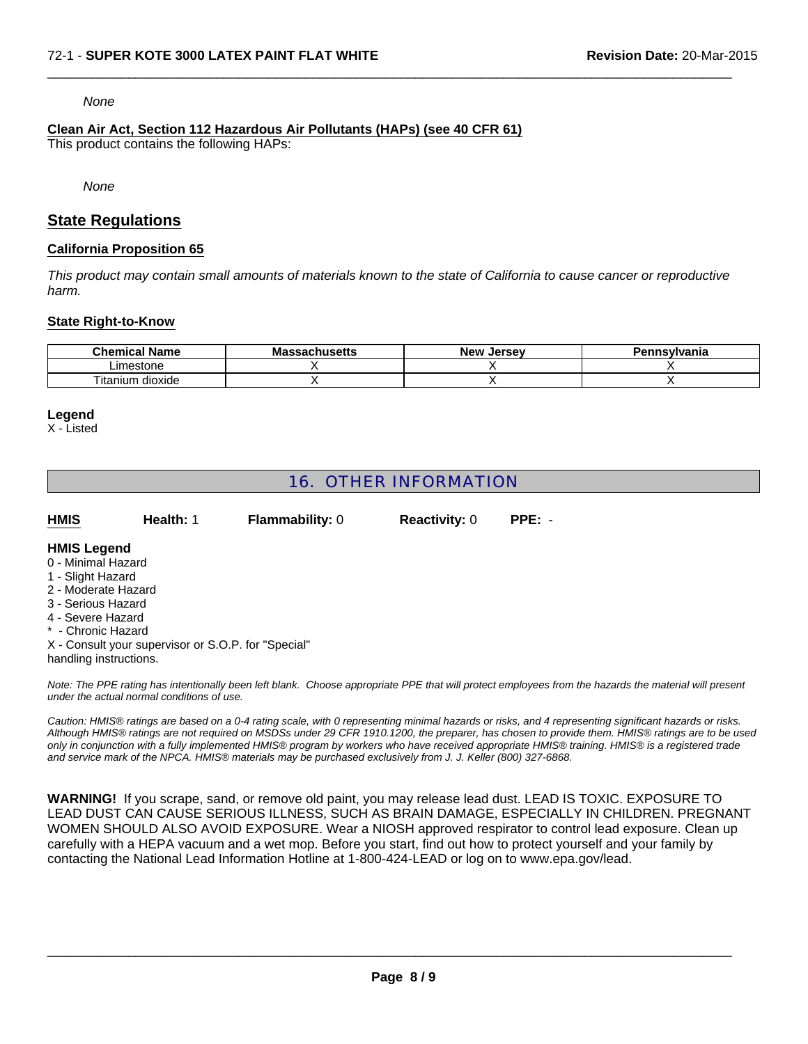*None*

**Clean Air Act, Section 112 Hazardous Air Pollutants (HAPs) (see 40 CFR 61)**
This product contains the following HAPs:

*None*

## State Regulations

### California Proposition 65

*This product may contain small amounts of materials known to the state of California to cause cancer or reproductive harm.*

### State Right-to-Know

| Chemical Name | Massachusetts | New Jersey | Pennsylvania |
|---|---|---|---|
| Limestone | X | X | X |
| Titanium dioxide | X | X | X |

**Legend**
X - Listed

## 16. OTHER INFORMATION

**HMIS** **Health:** 1 **Flammability:** 0 **Reactivity:** 0 **PPE:** -

**HMIS Legend**
0 - Minimal Hazard
1 - Slight Hazard
2 - Moderate Hazard
3 - Serious Hazard
4 - Severe Hazard
* - Chronic Hazard
X - Consult your supervisor or S.O.P. for "Special" handling instructions.

*Note: The PPE rating has intentionally been left blank. Choose appropriate PPE that will protect employees from the hazards the material will present under the actual normal conditions of use.*

*Caution: HMIS® ratings are based on a 0-4 rating scale, with 0 representing minimal hazards or risks, and 4 representing significant hazards or risks. Although HMIS® ratings are not required on MSDSs under 29 CFR 1910.1200, the preparer, has chosen to provide them. HMIS® ratings are to be used only in conjunction with a fully implemented HMIS® program by workers who have received appropriate HMIS® training. HMIS® is a registered trade and service mark of the NPCA. HMIS® materials may be purchased exclusively from J. J. Keller (800) 327-6868.*

**WARNING!** If you scrape, sand, or remove old paint, you may release lead dust. LEAD IS TOXIC. EXPOSURE TO LEAD DUST CAN CAUSE SERIOUS ILLNESS, SUCH AS BRAIN DAMAGE, ESPECIALLY IN CHILDREN. PREGNANT WOMEN SHOULD ALSO AVOID EXPOSURE. Wear a NIOSH approved respirator to control lead exposure. Clean up carefully with a HEPA vacuum and a wet mop. Before you start, find out how to protect yourself and your family by contacting the National Lead Information Hotline at 1-800-424-LEAD or log on to www.epa.gov/lead.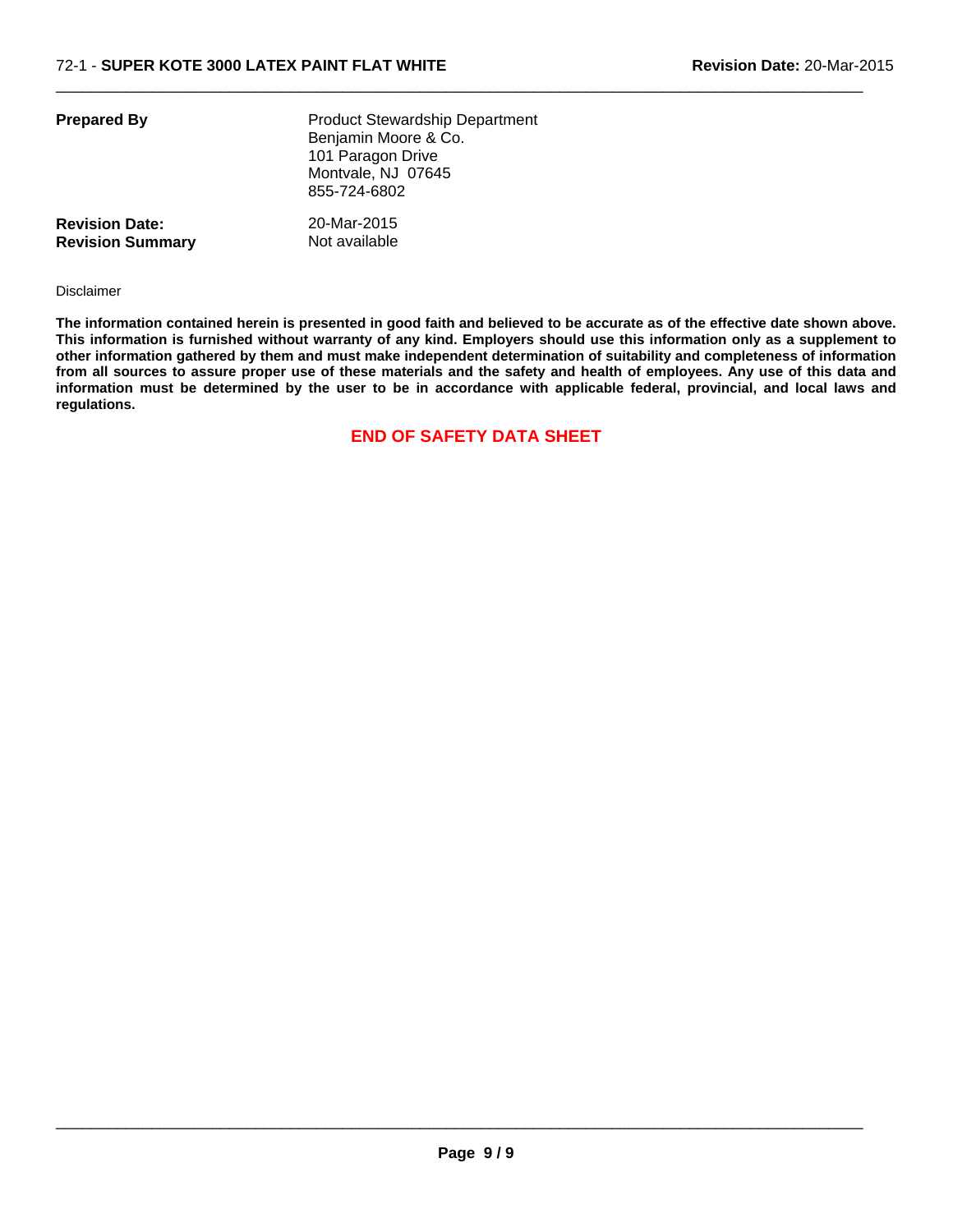| | |
|---|---|
| **Prepared By** | Product Stewardship Department<br>Benjamin Moore & Co.<br>101 Paragon Drive<br>Montvale, NJ 07645<br>855-724-6802 |
| **Revision Date:** | 20-Mar-2015 |
| **Revision Summary** | Not available |

Disclaimer

**The information contained herein is presented in good faith and believed to be accurate as of the effective date shown above. This information is furnished without warranty of any kind. Employers should use this information only as a supplement to other information gathered by them and must make independent determination of suitability and completeness of information from all sources to assure proper use of these materials and the safety and health of employees. Any use of this data and information must be determined by the user to be in accordance with applicable federal, provincial, and local laws and regulations.**

**END OF SAFETY DATA SHEET**